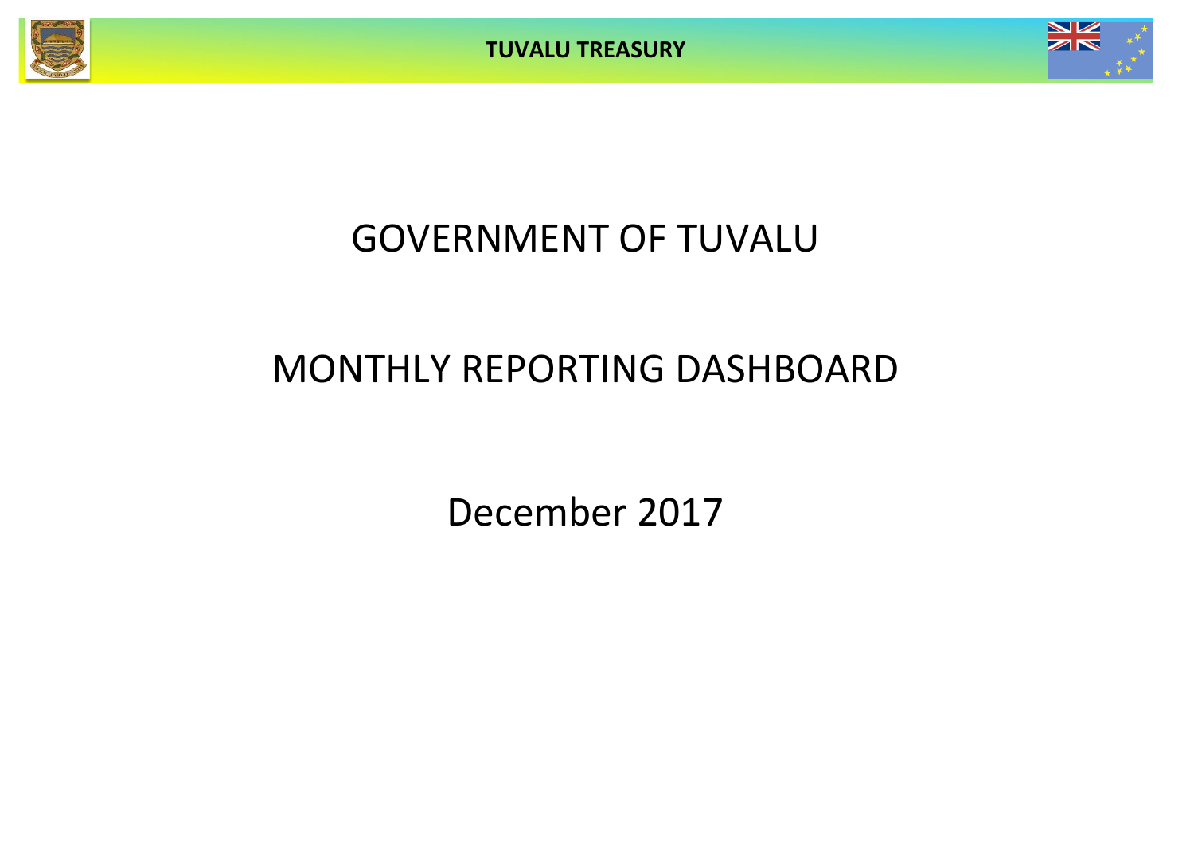# GOVERNMENT OF TUVALU

# MONTHLY REPORTING DASHBOARD

December 2017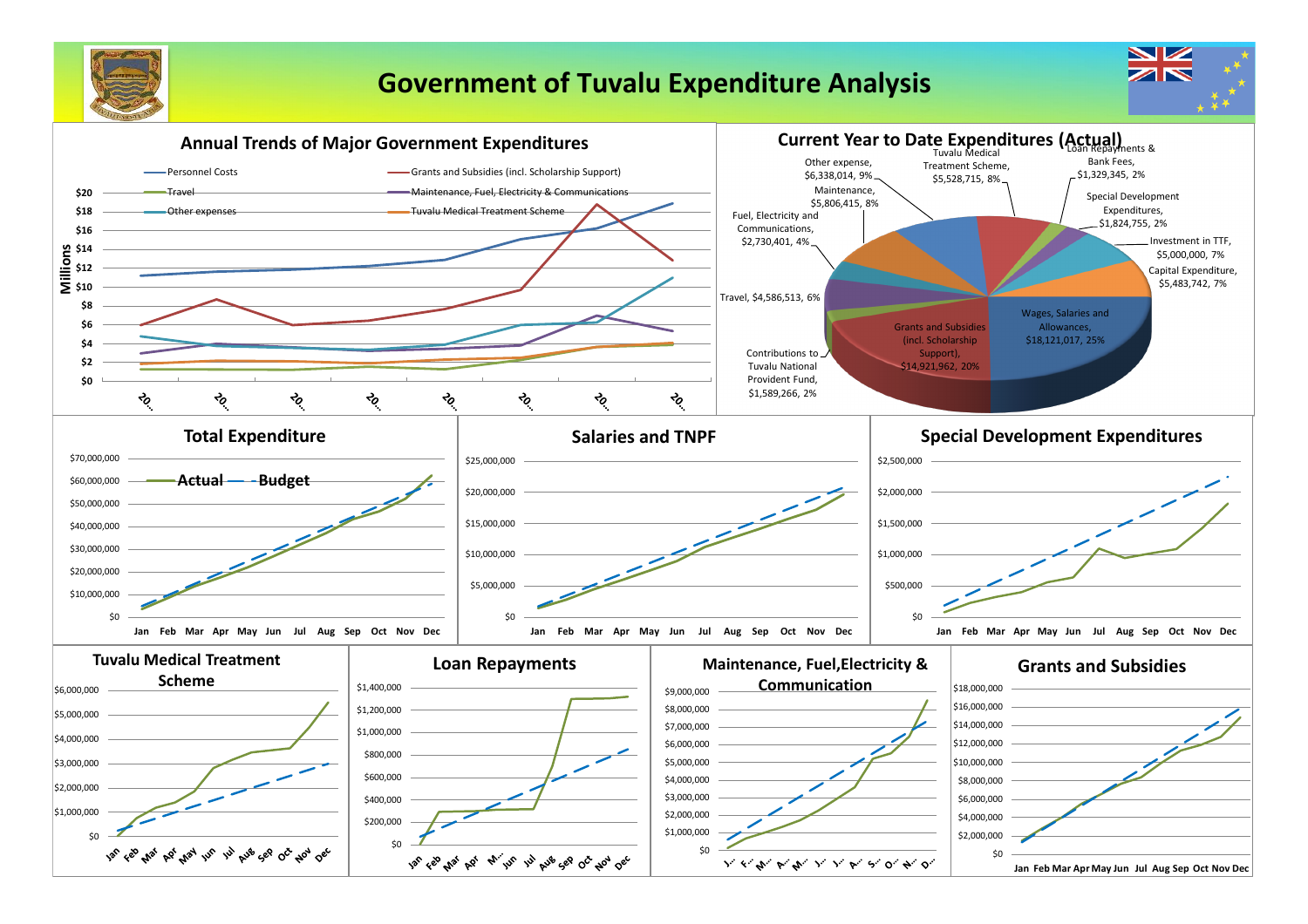# Government of Tuvalu Expenditure Analysis

## Annual Trends of Major Government Expenditures

Millions

- Personnel Costs
- Grants and Subsidies (incl. Scholarship Support)
- Travel
- Maintenance, Fuel, Electricity & Communications
- Other expenses
- Tuvalu Medical Treatment Scheme

$20, $18, $16, $14, $12, $10, $8, $6, $4, $2, $0

20… 20… 20… 20… 20… 20… 20… 20…

## Current Year to Date Expenditures (Actual)

- Wages, Salaries and Allowances, $18,121,017, 25%
- Grants and Subsidies (incl. Scholarship Support), $14,921,962, 20%
- Contributions to Tuvalu National Provident Fund, $1,589,266, 2%
- Travel, $4,586,513, 6%
- Fuel, Electricity and Communications, $2,730,401, 4%
- Maintenance, $5,806,415, 8%
- Other expense, $6,338,014, 9%
- Tuvalu Medical Treatment Scheme, $5,528,715, 8%
- Loan Repayments & Bank Fees, $1,329,345, 2%
- Special Development Expenditures, $1,824,755, 2%
- Investment in TTF, $5,000,000, 7%
- Capital Expenditure, $5,483,742, 7%

## Total Expenditure

Actual — Budget

$70,000,000, $60,000,000, $50,000,000, $40,000,000, $30,000,000, $20,000,000, $10,000,000, $0

Jan Feb Mar Apr May Jun Jul Aug Sep Oct Nov Dec

## Salaries and TNPF

$25,000,000, $20,000,000, $15,000,000, $10,000,000, $5,000,000, $0

Jan Feb Mar Apr May Jun Jul Aug Sep Oct Nov Dec

## Special Development Expenditures

$2,500,000, $2,000,000, $1,500,000, $1,000,000, $500,000, $0

Jan Feb Mar Apr May Jun Jul Aug Sep Oct Nov Dec

## Tuvalu Medical Treatment Scheme

$6,000,000, $5,000,000, $4,000,000, $3,000,000, $2,000,000, $1,000,000, $0

Jan Feb Mar Apr May Jun Jul Aug Sep Oct Nov Dec

## Loan Repayments

$1,400,000, $1,200,000, $1,000,000, $800,000, $600,000, $400,000, $200,000, $0

Jan Feb Mar Apr M… Jun Jul Aug Sep Oct Nov Dec

## Maintenance, Fuel,Electricity & Communication

$9,000,000, $8,000,000, $7,000,000, $6,000,000, $5,000,000, $4,000,000, $3,000,000, $2,000,000, $1,000,000, $0

J… F… M… A… M… J… J… A… S… O… N… D…

## Grants and Subsidies

$18,000,000, $16,000,000, $14,000,000, $12,000,000, $10,000,000, $8,000,000, $6,000,000, $4,000,000, $2,000,000, $0

Jan Feb Mar Apr May Jun Jul Aug Sep Oct Nov Dec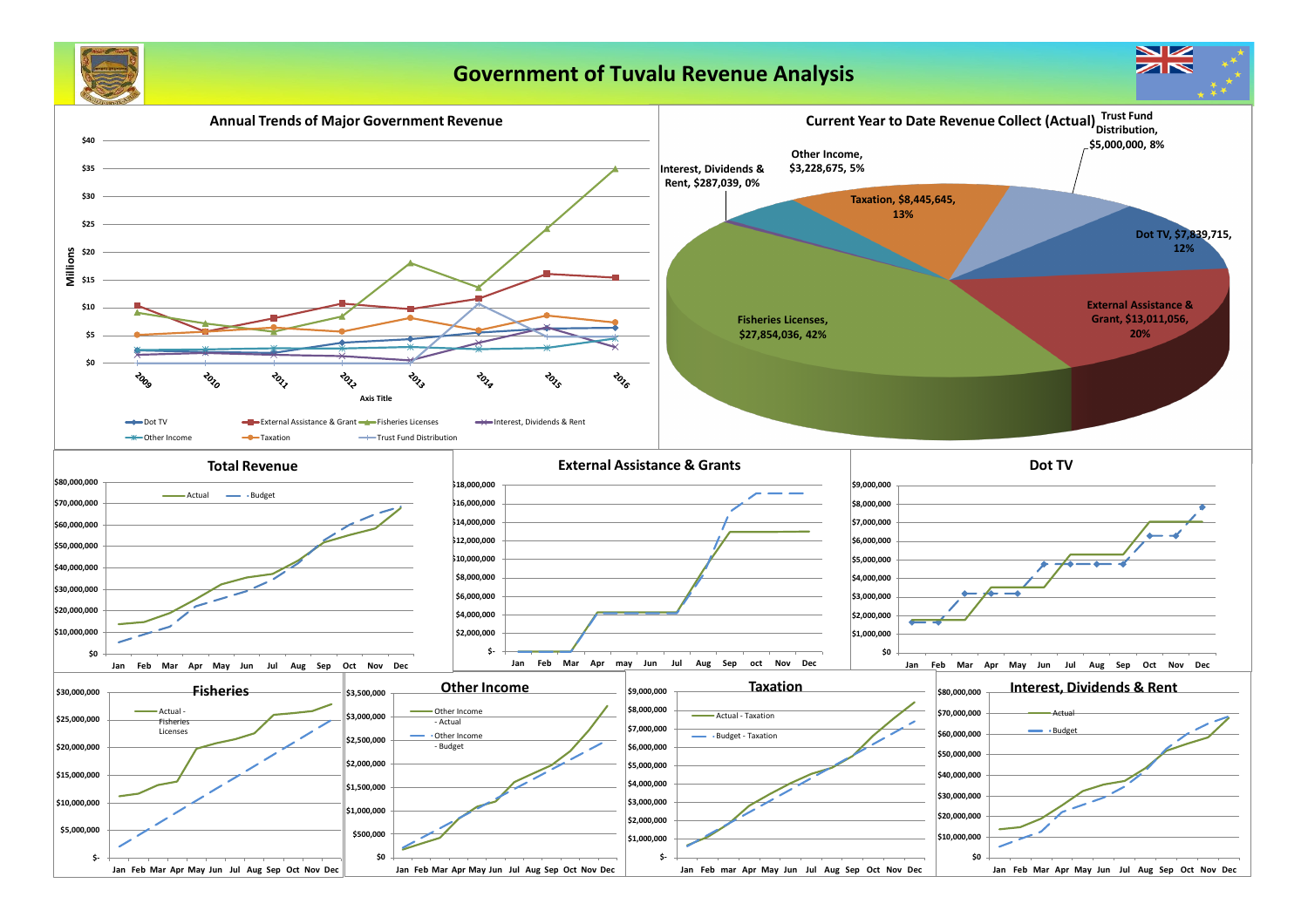# Government of Tuvalu Revenue Analysis

## Annual Trends of Major Government Revenue

Millions

$40, $35, $30, $25, $20, $15, $10, $5, $0

2009, 2010, 2011, 2012, 2013, 2014, 2015, 2016

Axis Title

Dot TV, External Assistance & Grant, Fisheries Licenses, Interest, Dividends & Rent, Other Income, Taxation, Trust Fund Distribution

## Current Year to Date Revenue Collect (Actual)

- Trust Fund Distribution, $5,000,000, 8%
- Other Income, $3,228,675, 5%
- Interest, Dividends & Rent, $287,039, 0%
- Taxation, $8,445,645, 13%
- Dot TV, $7,839,715, 12%
- External Assistance & Grant, $13,011,056, 20%
- Fisheries Licenses, $27,854,036, 42%

## Total Revenue

Actual, Budget

$80,000,000, $70,000,000, $60,000,000, $50,000,000, $40,000,000, $30,000,000, $20,000,000, $10,000,000, $0

Jan, Feb, Mar, Apr, May, Jun, Jul, Aug, Sep, Oct, Nov, Dec

## External Assistance & Grants

$18,000,000, $16,000,000, $14,000,000, $12,000,000, $10,000,000, $8,000,000, $6,000,000, $4,000,000, $2,000,000, $-

Jan, Feb, Mar, Apr, may, Jun, Jul, Aug, Sep, oct, Nov, Dec

## Dot TV

$9,000,000, $8,000,000, $7,000,000, $6,000,000, $5,000,000, $4,000,000, $3,000,000, $2,000,000, $1,000,000, $0

Jan, Feb, Mar, Apr, May, Jun, Jul, Aug, Sep, Oct, Nov, Dec

## Fisheries

Actual - Fisheries Licenses

$30,000,000, $25,000,000, $20,000,000, $15,000,000, $10,000,000, $5,000,000, $-

Jan, Feb, Mar, Apr, May, Jun, Jul, Aug, Sep, Oct, Nov, Dec

## Other Income

Other Income - Actual, Other Income - Budget

$3,500,000, $3,000,000, $2,500,000, $2,000,000, $1,500,000, $1,000,000, $500,000, $0

Jan, Feb, Mar, Apr, May, Jun, Jul, Aug, Sep, Oct, Nov, Dec

## Taxation

Actual - Taxation, Budget - Taxation

$9,000,000, $8,000,000, $7,000,000, $6,000,000, $5,000,000, $4,000,000, $3,000,000, $2,000,000, $1,000,000, $-

Jan, Feb, mar, Apr, May, Jun, Jul, Aug, Sep, Oct, Nov, Dec

## Interest, Dividends & Rent

Actual, Budget

$80,000,000, $70,000,000, $60,000,000, $50,000,000, $40,000,000, $30,000,000, $20,000,000, $10,000,000, $0

Jan, Feb, Mar, Apr, May, Jun, Jul, Aug, Sep, Oct, Nov, Dec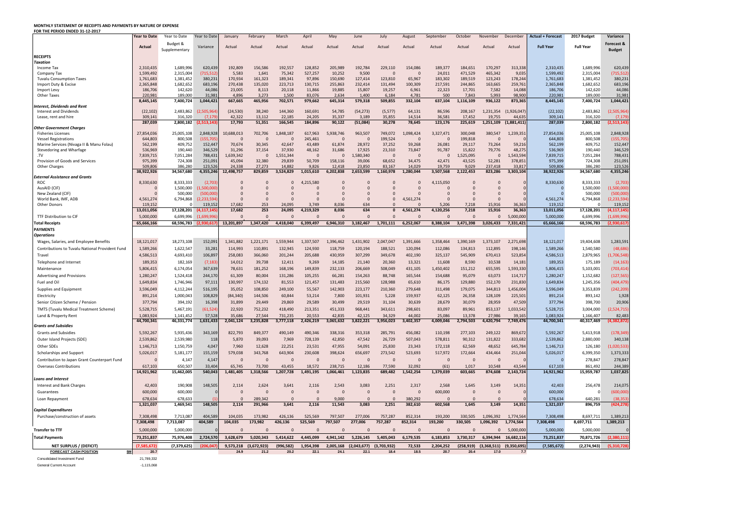**MONTHLY STATEMENT OF RECEIPTS AND PAYMENTS BY NATURE OF EXPENSE**
**FOR THE PERIOD ENDED 31-12-2017**

| | Year to Date | Year to Date | Year to Date | January | February | March | April | May | June | July | August | September | October | November | December | Actual + Forecast | 2017 Budget | Variance |
|---|---|---|---|---|---|---|---|---|---|---|---|---|---|---|---|---|---|---|
| | Actual | Budget & Supplementary | Variance | Actual | Actual | Actual | Actual | Actual | Actual | Actual | Actual | Actual | Actual | Actual | Actual | Full Year | Full Year | Forecast & Budget |
| **RECEIPTS** | | | | | | | | | | | | | | | | | | |
| ***Taxation*** | | | | | | | | | | | | | | | | | | |
| Income Tax | 2,310,435 | 1,689,996 | 620,439 | 192,809 | 156,586 | 192,557 | 128,852 | 205,989 | 192,784 | 229,110 | 154,086 | 189,377 | 184,651 | 170,297 | 313,338 | 2,310,435 | 1,689,996 | 620,439 |
| Company Tax | 1,599,492 | 2,315,004 | (715,512) | 5,583 | 1,641 | 75,342 | 527,257 | 10,252 | 9,500 | 0 | 0 | 24,011 | 471,529 | 465,342 | 9,035 | 1,599,492 | 2,315,004 | (715,512) |
| Tuvalu Consumption Taxes | 1,761,683 | 1,381,452 | 380,231 | 170,934 | 161,323 | 189,341 | 97,896 | 150,690 | 127,414 | 123,810 | 65,967 | 183,302 | 189,519 | 123,243 | 178,244 | 1,761,683 | 1,381,452 | 380,231 |
| Import Duty & Excise | 2,365,848 | 1,682,652 | 683,196 | 270,438 | 135,020 | 223,713 | 130,715 | 255,863 | 232,414 | 131,494 | 100,309 | 217,591 | 244,865 | 163,665 | 259,761 | 2,365,848 | 1,682,652 | 683,196 |
| Import Levy | 186,706 | 142,620 | 44,086 | 23,005 | 8,113 | 20,118 | 11,866 | 19,885 | 15,807 | 19,257 | 6,961 | 22,323 | 17,701 | 7,582 | 14,088 | 186,706 | 142,620 | 44,086 |
| Other Taxes | 220,981 | 189,000 | 31,981 | 4,896 | 3,273 | 1,500 | 83,076 | 2,634 | 1,400 | 6,184 | 4,781 | 500 | 7,843 | 5,993 | 98,900 | 220,981 | 189,000 | 31,981 |
| | 8,445,145 | 7,400,724 | 1,044,421 | 667,665 | 465,956 | 702,571 | 979,662 | 645,314 | 579,318 | 509,855 | 332,104 | 637,104 | 1,116,109 | 936,122 | 873,365 | 8,445,145 | 7,400,724 | 1,044,421 |
| ***Interest, Dividends and Rent*** | | | | | | | | | | | | | | | | | | |
| Interest and Dividends | (22,102) | 2,483,862 | (2,505,964) | (24,530) | 38,240 | 144,360 | 160,691 | 54,785 | (54,273) | (5,577) | 64,131 | 86,596 | 208,167 | 1,231,354 | (1,926,047) | (22,102) | 2,483,862 | (2,505,964) |
| Lease, rent and hire | 309,141 | 316,320 | (7,179) | 42,322 | 13,112 | 22,185 | 24,205 | 35,337 | 3,189 | 35,855 | 14,514 | 36,581 | 17,452 | 19,755 | 44,635 | 309,141 | 316,320 | (7,179) |
| | 287,039 | 2,800,182 | (2,513,143) | 17,793 | 51,351 | 166,545 | 184,896 | 90,122 | (51,084) | 30,278 | 78,645 | 123,176 | 225,619 | 1,251,109 | (1,881,411) | 287,039 | 2,800,182 | (2,513,143) |
| ***Other Government Charges*** | | | | | | | | | | | | | | | | | | |
| Fisheries Licenses | 27,854,036 | 25,005,108 | 2,848,928 | 10,688,013 | 702,706 | 1,848,187 | 617,963 | 5,938,746 | 963,507 | 749,072 | 1,098,424 | 3,327,471 | 300,048 | 380,547 | 1,239,351 | 27,854,036 | 25,005,108 | 2,848,928 |
| Vessel Registrations | 644,803 | 800,508 | (155,705) | 0 | 0 | 0 | 245,461 | 0 | 0 | 199,524 | 0 | 0 | 199,818 | 0 | 0 | 644,803 | 800,508 | (155,705) |
| Marine Services (Nivaga II & Manu Folau) | 562,199 | 409,752 | 152,447 | 70,674 | 30,345 | 42,647 | 43,489 | 61,874 | 28,972 | 37,252 | 59,268 | 26,081 | 29,117 | 73,264 | 59,216 | 562,199 | 409,752 | 152,447 |
| Stevedoring and Wharfage | 536,969 | 190,440 | 346,529 | 31,296 | 37,154 | 37,930 | 48,162 | 31,686 | 17,925 | 23,310 | 73,847 | 91,787 | 15,822 | 79,776 | 48,275 | 536,969 | 190,440 | 346,529 |
| .TV | 7,839,715 | 7,051,284 | 788,431 | 1,639,342 | 0 | 1,551,344 | 0 | 0 | 1,580,340 | 0 | 0 | 0 | 1,525,095 | 0 | 1,543,594 | 7,839,715 | 7,051,284 | 788,431 |
| Provision of Goods and Services | 975,399 | 724,308 | 251,091 | 45,094 | 32,380 | 29,839 | 50,709 | 158,116 | 39,006 | 68,652 | 34,475 | 42,471 | 43,525 | 52,281 | 378,851 | 975,399 | 724,308 | 251,091 |
| Other Charges | 509,806 | 386,280 | 123,526 | 24,338 | 27,273 | 14,882 | 9,826 | 12,418 | 23,850 | 83,167 | 14,029 | 19,759 | 9,029 | 237,418 | 33,817 | 509,806 | 386,280 | 123,526 |
| | 38,922,926 | 34,567,680 | 4,355,246 | 12,498,757 | 829,859 | 3,524,829 | 1,015,610 | 6,202,838 | 2,653,599 | 1,160,978 | 1,280,044 | 3,507,568 | 2,122,453 | 823,286 | 3,303,104 | 38,922,926 | 34,567,680 | 4,355,246 |
| ***External Assistance and Grants*** | | | | | | | | | | | | | | | | | | |
| ROC | 8,330,630 | 8,333,333 | (2,703) | 0 | 0 | 0 | 4,215,580 | 0 | 0 | 0 | 0 | 4,115,050 | 0 | 0 | 0 | 8,330,630 | 8,333,333 | (2,703) |
| AusAID (CIF) | 0 | 1,500,000 | (1,500,000) | 0 | 0 | 0 | 0 | 0 | 0 | 0 | 0 | 0 | 0 | 0 | 0 | 0 | 1,500,000 | (1,500,000) |
| New Zealand (CIF) | 0 | 500,000 | (500,000) | 0 | 0 | 0 | 0 | 0 | 0 | 0 | 0 | 0 | 0 | 0 | 0 | 0 | 500,000 | (500,000) |
| World Bank, IMF, ADB | 4,561,274 | 6,794,868 | (2,233,594) | 0 | 0 | 0 | 0 | 0 | 0 | 0 | 4,561,274 | 0 | 0 | 0 | 0 | 4,561,274 | 6,794,868 | (2,233,594) |
| Other Donors | 119,152 | 0 | 119,152 | 17,682 | 253 | 24,095 | 3,749 | 8,036 | 634 | 0 | 0 | 5,206 | 7,218 | 15,916 | 36,363 | 119,152 | 0 | 119,152 |
| | 13,011,056 | 17,128,201 | (4,117,145) | 17,682 | 253 | 24,095 | 4,219,329 | 8,036 | 634 | 0 | 4,561,274 | 4,120,256 | 7,218 | 15,916 | 36,363 | 13,011,056 | 17,128,201 | (4,117,145) |
| TTF Distribution to CIF | 5,000,000 | 6,699,996 | (1,699,996) | 0 | 0 | 0 | 0 | 0 | 0 | 0 | 0 | 0 | 0 | 0 | 5,000,000 | 5,000,000 | 6,699,996 | (1,699,996) |
| **Total Receipts** | 65,666,166 | 68,596,783 | (2,930,617) | 13,201,897 | 1,347,420 | 4,418,040 | 6,399,497 | 6,946,310 | 3,182,467 | 1,701,111 | 6,252,067 | 8,388,104 | 3,471,398 | 3,026,433 | 7,331,421 | 65,666,166 | 68,596,783 | (2,930,617) |
| **PAYMENTS** | | | | | | | | | | | | | | | | | | |
| ***Operations*** | | | | | | | | | | | | | | | | | | |
| Wages, Salaries, and Employee Benefits | 18,121,017 | 18,273,108 | 152,091 | 1,341,882 | 1,221,171 | 1,559,944 | 1,337,507 | 1,396,462 | 1,431,902 | 2,047,047 | 1,391,666 | 1,358,464 | 1,390,169 | 1,373,107 | 2,271,698 | 18,121,017 | 19,404,608 | 1,283,591 |
| Contributions to Tuvalu National Provident Fund | 1,589,266 | 1,622,547 | 33,281 | 114,993 | 110,891 | 132,945 | 124,930 | 118,759 | 120,194 | 188,521 | 120,094 | 112,086 | 134,813 | 112,895 | 198,146 | 1,589,266 | 1,540,580 | (48,686) |
| Travel | 4,586,513 | 4,693,410 | 106,897 | 258,083 | 366,060 | 201,244 | 205,688 | 430,959 | 307,299 | 349,678 | 402,190 | 325,137 | 545,909 | 670,413 | 523,854 | 4,586,513 | 2,879,965 | (1,706,548) |
| Telephone and Internet | 189,353 | 182,169 | (7,183) | 14,012 | 39,738 | 12,411 | 9,269 | 14,185 | 21,140 | 20,360 | 13,321 | 11,608 | 8,590 | 10,538 | 14,181 | 189,353 | 175,189 | (14,163) |
| Maintenance | 5,806,415 | 6,174,054 | 367,639 | 78,631 | 181,252 | 168,196 | 149,839 | 232,133 | 206,669 | 508,049 | 431,105 | 1,450,402 | 151,212 | 655,595 | 1,593,330 | 5,806,415 | 5,103,001 | (703,414) |
| Advertising and Provisions | 1,280,247 | 1,524,418 | 244,170 | 61,309 | 80,004 | 131,286 | 105,255 | 66,281 | 154,263 | 88,748 | 165,544 | 154,688 | 95,079 | 63,073 | 114,717 | 1,280,247 | 1,152,682 | (127,565) |
| Fuel and Oil | 1,649,834 | 1,746,946 | 97,111 | 130,997 | 174,132 | 81,553 | 121,457 | 131,483 | 215,560 | 128,988 | 65,610 | 86,175 | 129,880 | 152,170 | 231,830 | 1,649,834 | 1,245,356 | (404,479) |
| Supplies and Equipment | 3,596,049 | 4,112,244 | 516,195 | 35,052 | 108,850 | 249,100 | 55,567 | 142,903 | 223,177 | 210,360 | 279,648 | 311,498 | 179,075 | 344,813 | 1,456,004 | 3,596,049 | 3,353,839 | (242,209) |
| Electricity | 891,214 | 1,000,043 | 108,829 | (84,340) | 144,506 | 60,844 | 53,214 | 7,800 | 101,931 | 5,228 | 159,937 | 62,125 | 26,358 | 128,109 | 225,501 | 891,214 | 893,142 | 1,928 |
| Senior Citizen Scheme / Pension | 377,794 | 394,192 | 16,398 | 31,899 | 29,449 | 29,869 | 29,589 | 30,499 | 29,519 | 31,104 | 30,639 | 28,679 | 30,079 | 28,959 | 47,509 | 377,794 | 398,700 | 20,906 |
| TMTS (Tuvalu Medical Treatment Scheme) | 5,528,715 | 5,467,191 | (61,524) | 22,920 | 752,232 | 418,490 | 213,351 | 451,333 | 968,441 | 343,611 | 298,601 | 83,097 | 89,961 | 853,137 | 1,033,542 | 5,528,715 | 3,004,000 | (2,524,715) |
| Land & Property Rent | 1,083,924 | 1,141,452 | 57,528 | 35,686 | 27,544 | 731,235 | 20,553 | 42,835 | 42,125 | 34,329 | 44,002 | 25,086 | 13,378 | 27,986 | 39,165 | 1,083,924 | 1,166,407 | 82,483 |
| | 44,700,341 | 46,331,774 | 1,631,433 | 2,041,124 | 3,235,828 | 3,777,118 | 2,426,219 | 3,065,632 | 3,822,221 | 3,956,023 | 3,402,357 | 4,009,046 | 2,794,503 | 4,420,794 | 7,749,476 | 44,700,341 | 40,317,469 | (4,382,872) |
| ***Grants and Subsidies*** | | | | | | | | | | | | | | | | | | |
| Grants and Subsidies | 5,592,267 | 5,935,436 | 343,169 | 822,793 | 849,377 | 490,149 | 490,346 | 338,316 | 353,318 | 285,791 | 456,082 | 110,198 | 277,103 | 249,122 | 869,672 | 5,592,267 | 5,413,918 | (178,349) |
| Outer Island Projects (SDE) | 2,539,862 | 2,539,980 | 118 | 5,870 | 39,093 | 7,969 | 728,139 | 42,850 | 47,542 | 26,729 | 507,043 | 578,811 | 90,312 | 131,822 | 333,682 | 2,539,862 | 2,880,000 | 340,138 |
| Other SDEs | 1,146,713 | 1,150,759 | 4,047 | 7,960 | 12,628 | 22,251 | 23,531 | 47,955 | 54,091 | 25,830 | 23,343 | 172,118 | 62,569 | 48,652 | 645,784 | 1,146,713 | 126,180 | (1,020,533) |
| Scholarships and Support | 5,026,017 | 5,181,177 | 155,159 | 579,038 | 343,768 | 643,904 | 230,608 | 398,624 | 656,697 | 273,542 | 523,693 | 517,972 | 172,664 | 434,464 | 251,044 | 5,026,017 | 6,399,350 | 1,373,333 |
| Contribution to Japan Grant Counterpart Fund | 0 | 4,147 | 4,147 | 0 | 0 | 0 | 0 | 0 | 0 | 0 | 0 | 0 | 0 | 0 | 0 | 0 | 278,847 | 278,847 |
| Overseas Contributions | 617,103 | 650,507 | 33,404 | 65,745 | 73,700 | 43,455 | 18,572 | 238,715 | 12,186 | 77,590 | 32,092 | (61) | 1,017 | 10,548 | 43,544 | 617,103 | 861,492 | 244,389 |
| | 14,921,962 | 15,462,005 | 540,043 | 1,481,405 | 1,318,566 | 1,207,728 | 1,491,195 | 1,066,461 | 1,123,835 | 689,482 | 1,542,254 | 1,379,039 | 603,665 | 874,608 | 2,143,724 | 14,921,962 | 15,959,787 | 1,037,825 |
| ***Loans and Interest*** | | | | | | | | | | | | | | | | | | |
| Interest and Bank Charges | 42,403 | 190,908 | 148,505 | 2,114 | 2,624 | 3,641 | 2,116 | 2,543 | 3,083 | 2,251 | 2,317 | 2,568 | 1,645 | 3,149 | 14,351 | 42,403 | 256,478 | 214,075 |
| Guarantees | 600,000 | 600,000 | 0 | 0 | 0 | 0 | 0 | 0 | 0 | 0 | 0 | 600,000 | 0 | 0 | 0 | 600,000 | 0 | (600,000) |
| Loan Repayment | 678,634 | 678,633 | (1) | 0 | 289,342 | 0 | 0 | 9,000 | 0 | 0 | 380,292 | 0 | 0 | 0 | 0 | 678,634 | 640,281 | (38,353) |
| | 1,321,037 | 1,469,541 | 148,505 | 2,114 | 291,966 | 3,641 | 2,116 | 11,543 | 3,083 | 2,251 | 382,610 | 602,568 | 1,645 | 3,149 | 14,351 | 1,321,037 | 896,759 | (424,278) |
| ***Capital Expenditures*** | | | | | | | | | | | | | | | | | | |
| Purchase/construction of assets | 7,308,498 | 7,713,087 | 404,589 | 104,035 | 173,982 | 426,136 | 525,569 | 797,507 | 277,006 | 757,287 | 852,314 | 193,200 | 330,505 | 1,096,392 | 1,774,564 | 7,308,498 | 8,697,711 | 1,389,213 |
| | 7,308,498 | 7,713,087 | 404,589 | 104,035 | 173,982 | 426,136 | 525,569 | 797,507 | 277,006 | 757,287 | 852,314 | 193,200 | 330,505 | 1,096,392 | 1,774,564 | 7,308,498 | 8,697,711 | 1,389,213 |
| **Transfer to TTF** | 5,000,000 | 5,000,000 | 0 | 0 | 0 | 0 | 0 | 0 | 0 | 0 | 0 | 0 | 0 | 0 | 5,000,000 | 5,000,000 | 5,000,000 | 0 |
| **Total Payments** | 73,251,837 | 75,976,408 | 2,724,570 | 3,628,679 | 5,020,343 | 5,414,622 | 4,445,099 | 4,941,142 | 5,226,145 | 5,405,043 | 6,179,535 | 6,183,853 | 3,730,317 | 6,394,944 | 16,682,116 | 73,251,837 | 70,871,726 | (2,380,111) |
| **NET SURPLUS / (DEFICIT)** | (7,585,672) | (7,379,625) | (206,047) | 9,573,218 | (3,672,923) | (996,582) | 1,954,398 | 2,005,168 | (2,043,677) | (3,703,932) | 72,533 | 2,204,252 | (258,919) | (3,368,511) | (9,350,695) | (7,585,672) | (2,274,943) | (5,310,728) |
| **FORECAST CASH POSITION** $M | 20.7 | | | 24.9 | 21.2 | 20.2 | 22.1 | 24.1 | 22.1 | 18.4 | 18.5 | 20.7 | 20.4 | 17.0 | 7.7 | | | |

Consolidated Investment Fund 21,789,332

General Current Account -1,115,068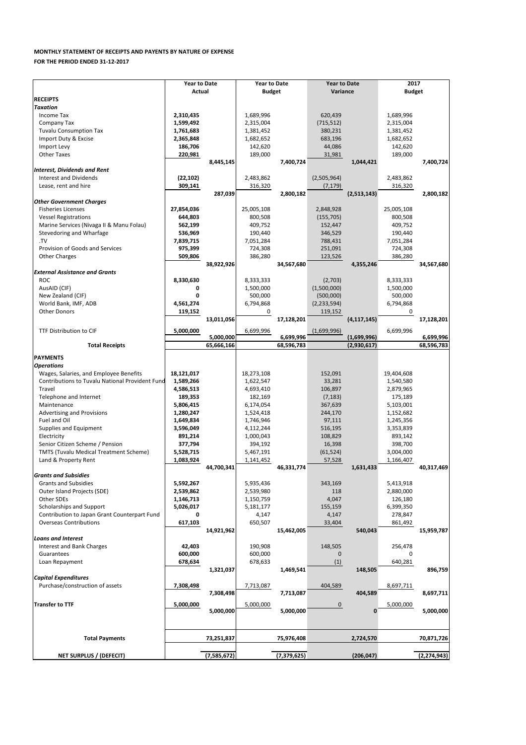**MONTHLY STATEMENT OF RECEIPTS AND PAYENTS BY NATURE OF EXPENSE**

**FOR THE PERIOD ENDED 31-12-2017**

| | Year to Date Actual | | Year to Date Budget | | Year to Date Variance | | 2017 Budget | |
|---|---|---|---|---|---|---|---|---|
| **RECEIPTS** | | | | | | | | |
| ***Taxation*** | | | | | | | | |
| Income Tax | **2,310,435** | | 1,689,996 | | 620,439 | | 1,689,996 | |
| Company Tax | **1,599,492** | | 2,315,004 | | (715,512) | | 2,315,004 | |
| Tuvalu Consumption Tax | **1,761,683** | | 1,381,452 | | 380,231 | | 1,381,452 | |
| Import Duty & Excise | **2,365,848** | | 1,682,652 | | 683,196 | | 1,682,652 | |
| Import Levy | **186,706** | | 142,620 | | 44,086 | | 142,620 | |
| Other Taxes | **220,981** | | 189,000 | | 31,981 | | 189,000 | |
| | | **8,445,145** | | **7,400,724** | | **1,044,421** | | **7,400,724** |
| ***Interest, Dividends and Rent*** | | | | | | | | |
| Interest and Dividends | **(22,102)** | | 2,483,862 | | (2,505,964) | | 2,483,862 | |
| Lease, rent and hire | **309,141** | | 316,320 | | (7,179) | | 316,320 | |
| | | **287,039** | | **2,800,182** | | **(2,513,143)** | | **2,800,182** |
| ***Other Government Charges*** | | | | | | | | |
| Fisheries Licenses | **27,854,036** | | 25,005,108 | | 2,848,928 | | 25,005,108 | |
| Vessel Registrations | **644,803** | | 800,508 | | (155,705) | | 800,508 | |
| Marine Services (Nivaga II & Manu Folau) | **562,199** | | 409,752 | | 152,447 | | 409,752 | |
| Stevedoring and Wharfage | **536,969** | | 190,440 | | 346,529 | | 190,440 | |
| .TV | **7,839,715** | | 7,051,284 | | 788,431 | | 7,051,284 | |
| Provision of Goods and Services | **975,399** | | 724,308 | | 251,091 | | 724,308 | |
| Other Charges | **509,806** | | 386,280 | | 123,526 | | 386,280 | |
| | | **38,922,926** | | **34,567,680** | | **4,355,246** | | **34,567,680** |
| ***External Assistance and Grants*** | | | | | | | | |
| ROC | **8,330,630** | | 8,333,333 | | (2,703) | | 8,333,333 | |
| AusAID (CIF) | **0** | | 1,500,000 | | (1,500,000) | | 1,500,000 | |
| New Zealand (CIF) | **0** | | 500,000 | | (500,000) | | 500,000 | |
| World Bank, IMF, ADB | **4,561,274** | | 6,794,868 | | (2,233,594) | | 6,794,868 | |
| Other Donors | **119,152** | | 0 | | 119,152 | | 0 | |
| | | **13,011,056** | | **17,128,201** | | **(4,117,145)** | | **17,128,201** |
| TTF Distribution to CIF | **5,000,000** | | 6,699,996 | | (1,699,996) | | 6,699,996 | |
| | | **5,000,000** | | **6,699,996** | | **(1,699,996)** | | **6,699,996** |
| **Total Receipts** | | **65,666,166** | | **68,596,783** | | **(2,930,617)** | | **68,596,783** |
| **PAYMENTS** | | | | | | | | |
| ***Operations*** | | | | | | | | |
| Wages, Salaries, and Employee Benefits | **18,121,017** | | 18,273,108 | | 152,091 | | 19,404,608 | |
| Contributions to Tuvalu National Provident Fund | **1,589,266** | | 1,622,547 | | 33,281 | | 1,540,580 | |
| Travel | **4,586,513** | | 4,693,410 | | 106,897 | | 2,879,965 | |
| Telephone and Internet | **189,353** | | 182,169 | | (7,183) | | 175,189 | |
| Maintenance | **5,806,415** | | 6,174,054 | | 367,639 | | 5,103,001 | |
| Advertising and Provisions | **1,280,247** | | 1,524,418 | | 244,170 | | 1,152,682 | |
| Fuel and Oil | **1,649,834** | | 1,746,946 | | 97,111 | | 1,245,356 | |
| Supplies and Equipment | **3,596,049** | | 4,112,244 | | 516,195 | | 3,353,839 | |
| Electricity | **891,214** | | 1,000,043 | | 108,829 | | 893,142 | |
| Senior Citizen Scheme / Pension | **377,794** | | 394,192 | | 16,398 | | 398,700 | |
| TMTS (Tuvalu Medical Treatment Scheme) | **5,528,715** | | 5,467,191 | | (61,524) | | 3,004,000 | |
| Land & Property Rent | **1,083,924** | | 1,141,452 | | 57,528 | | 1,166,407 | |
| | | **44,700,341** | | **46,331,774** | | **1,631,433** | | **40,317,469** |
| ***Grants and Subsidies*** | | | | | | | | |
| Grants and Subsidies | **5,592,267** | | 5,935,436 | | 343,169 | | 5,413,918 | |
| Outer Island Projects (SDE) | **2,539,862** | | 2,539,980 | | 118 | | 2,880,000 | |
| Other SDEs | **1,146,713** | | 1,150,759 | | 4,047 | | 126,180 | |
| Scholarships and Support | **5,026,017** | | 5,181,177 | | 155,159 | | 6,399,350 | |
| Contribution to Japan Grant Counterpart Fund | **0** | | 4,147 | | 4,147 | | 278,847 | |
| Overseas Contributions | **617,103** | | 650,507 | | 33,404 | | 861,492 | |
| | | **14,921,962** | | **15,462,005** | | **540,043** | | **15,959,787** |
| ***Loans and Interest*** | | | | | | | | |
| Interest and Bank Charges | **42,403** | | 190,908 | | 148,505 | | 256,478 | |
| Guarantees | **600,000** | | 600,000 | | 0 | | 0 | |
| Loan Repayment | **678,634** | | 678,633 | | (1) | | 640,281 | |
| | | **1,321,037** | | **1,469,541** | | **148,505** | | **896,759** |
| ***Capital Expenditures*** | | | | | | | | |
| Purchase/construction of assets | **7,308,498** | | 7,713,087 | | 404,589 | | 8,697,711 | |
| | | **7,308,498** | | **7,713,087** | | **404,589** | | **8,697,711** |
| **Transfer to TTF** | **5,000,000** | | 5,000,000 | | 0 | | 5,000,000 | |
| | | **5,000,000** | | **5,000,000** | | **0** | | **5,000,000** |
| **Total Payments** | | **73,251,837** | | **75,976,408** | | **2,724,570** | | **70,871,726** |
| **NET SURPLUS / (DEFECIT)** | | **(7,585,672)** | | **(7,379,625)** | | **(206,047)** | | **(2,274,943)** |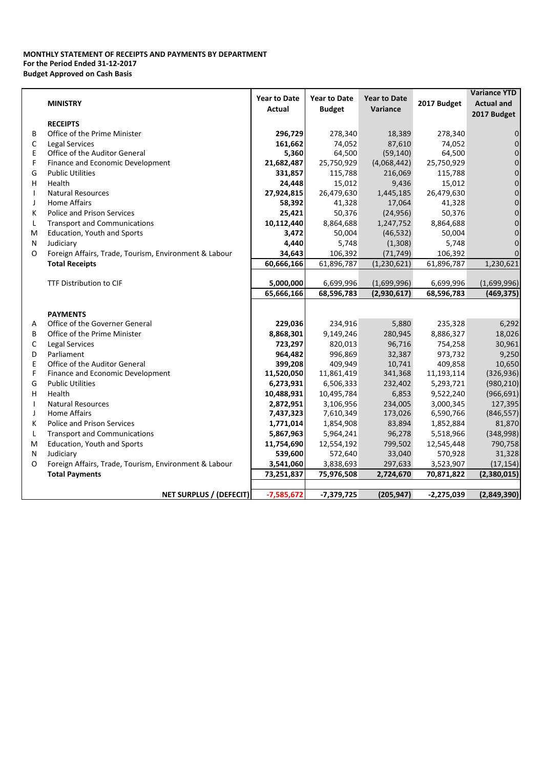**MONTHLY STATEMENT OF RECEIPTS AND PAYMENTS BY DEPARTMENT**
**For the Period Ended 31-12-2017**
**Budget Approved on Cash Basis**

| | MINISTRY | Year to Date Actual | Year to Date Budget | Year to Date Variance | 2017 Budget | Variance YTD Actual and 2017 Budget |
|---|---|---|---|---|---|---|
| | **RECEIPTS** | | | | | |
| B | Office of the Prime Minister | **296,729** | 278,340 | 18,389 | 278,340 | 0 |
| C | Legal Services | **161,662** | 74,052 | 87,610 | 74,052 | 0 |
| E | Office of the Auditor General | **5,360** | 64,500 | (59,140) | 64,500 | 0 |
| F | Finance and Economic Development | **21,682,487** | 25,750,929 | (4,068,442) | 25,750,929 | 0 |
| G | Public Utilities | **331,857** | 115,788 | 216,069 | 115,788 | 0 |
| H | Health | **24,448** | 15,012 | 9,436 | 15,012 | 0 |
| I | Natural Resources | **27,924,815** | 26,479,630 | 1,445,185 | 26,479,630 | 0 |
| J | Home Affairs | **58,392** | 41,328 | 17,064 | 41,328 | 0 |
| K | Police and Prison Services | **25,421** | 50,376 | (24,956) | 50,376 | 0 |
| L | Transport and Communications | **10,112,440** | 8,864,688 | 1,247,752 | 8,864,688 | 0 |
| M | Education, Youth and Sports | **3,472** | 50,004 | (46,532) | 50,004 | 0 |
| N | Judiciary | **4,440** | 5,748 | (1,308) | 5,748 | 0 |
| O | Foreign Affairs, Trade, Tourism, Environment & Labour | **34,643** | 106,392 | (71,749) | 106,392 | 0 |
| | **Total Receipts** | **60,666,166** | **61,896,787** | **(1,230,621)** | **61,896,787** | **1,230,621** |
| | | | | | | |
| | TTF Distribution to CIF | **5,000,000** | 6,699,996 | (1,699,996) | 6,699,996 | (1,699,996) |
| | | **65,666,166** | **68,596,783** | **(2,930,617)** | **68,596,783** | **(469,375)** |
| | | | | | | |
| | **PAYMENTS** | | | | | |
| A | Office of the Governer General | **229,036** | 234,916 | 5,880 | 235,328 | 6,292 |
| B | Office of the Prime Minister | **8,868,301** | 9,149,246 | 280,945 | 8,886,327 | 18,026 |
| C | Legal Services | **723,297** | 820,013 | 96,716 | 754,258 | 30,961 |
| D | Parliament | **964,482** | 996,869 | 32,387 | 973,732 | 9,250 |
| E | Office of the Auditor General | **399,208** | 409,949 | 10,741 | 409,858 | 10,650 |
| F | Finance and Economic Development | **11,520,050** | 11,861,419 | 341,368 | 11,193,114 | (326,936) |
| G | Public Utilities | **6,273,931** | 6,506,333 | 232,402 | 5,293,721 | (980,210) |
| H | Health | **10,488,931** | 10,495,784 | 6,853 | 9,522,240 | (966,691) |
| I | Natural Resources | **2,872,951** | 3,106,956 | 234,005 | 3,000,345 | 127,395 |
| J | Home Affairs | **7,437,323** | 7,610,349 | 173,026 | 6,590,766 | (846,557) |
| K | Police and Prison Services | **1,771,014** | 1,854,908 | 83,894 | 1,852,884 | 81,870 |
| L | Transport and Communications | **5,867,963** | 5,964,241 | 96,278 | 5,518,966 | (348,998) |
| M | Education, Youth and Sports | **11,754,690** | 12,554,192 | 799,502 | 12,545,448 | 790,758 |
| N | Judiciary | **539,600** | 572,640 | 33,040 | 570,928 | 31,328 |
| O | Foreign Affairs, Trade, Tourism, Environment & Labour | **3,541,060** | 3,838,693 | 297,633 | 3,523,907 | (17,154) |
| | **Total Payments** | **73,251,837** | **75,976,508** | **2,724,670** | **70,871,822** | **(2,380,015)** |
| | | | | | | |
| | **NET SURPLUS / (DEFECIT)** | **-7,585,672** | **-7,379,725** | **(205,947)** | **-2,275,039** | **(2,849,390)** |